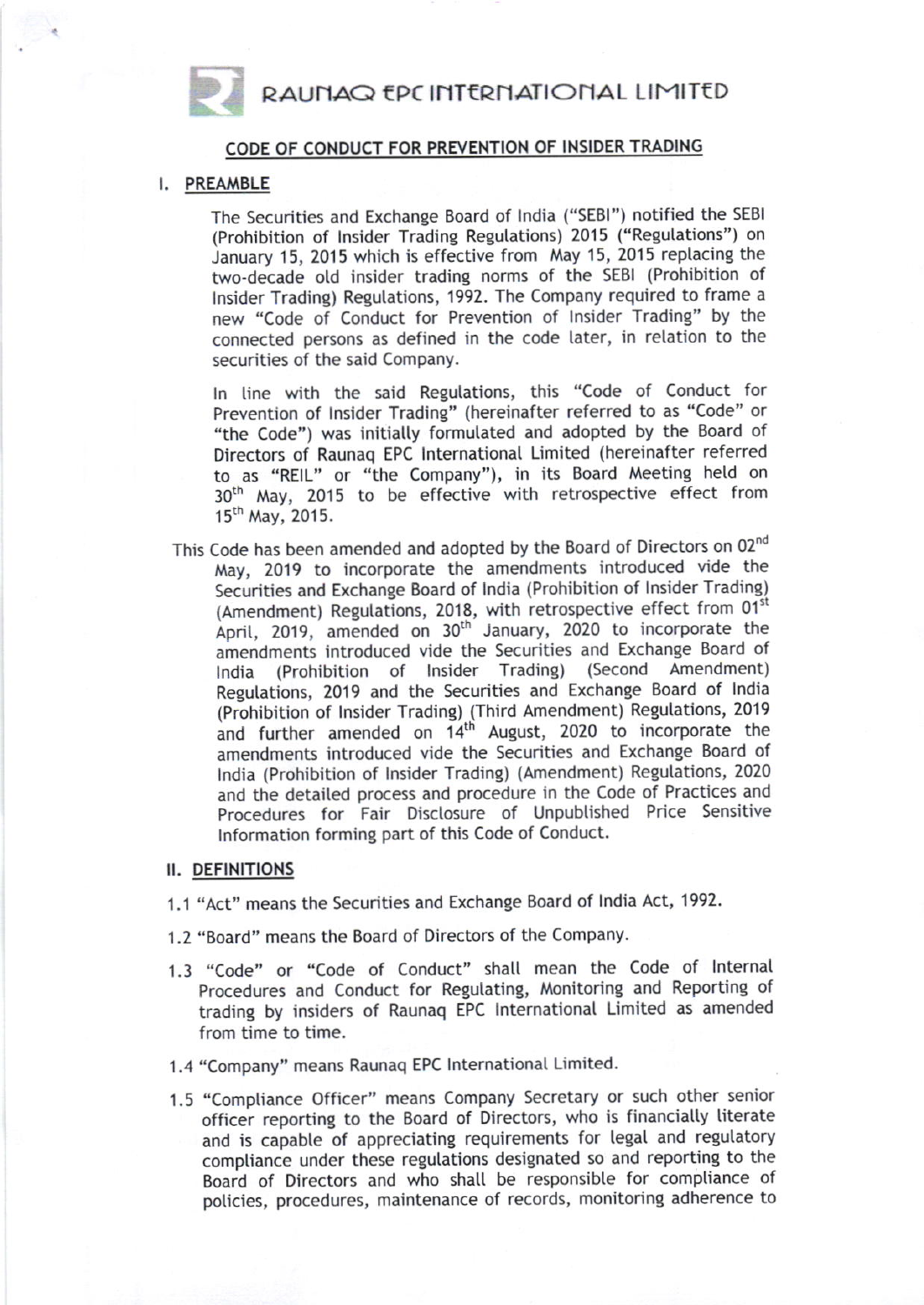# RAUNAQ EPC INTERNATIONAL LIMITED

## CODE OF CONDUCT FOR PREVENTION OF INSIDER TRADING

### I. PREAMBLE

The Securities and Exchange Board of India ("SEBI") notified the SEBI (Prohibition of Insider Trading Regulations) 2015 ("Regulations") on January 15, 2015 which is effective from May 15, 2015 replacing the two-decade old insider trading norms of the SEBI (Prohibition of Insider Trading) Regulations, 1992. The Company required to frame a new "Code of Conduct for Prevention of Insider Trading" by the connected persons as defined in the code later, in relation to the securities of the said Company.

In line with the said Regulations, this "Code of Conduct for Prevention of Insider Trading" (hereinafter referred to as "Code" or "the Code") was initially formulated and adopted by the Board of Directors of Raunaq EPC International Limited (hereinafter referred to as "REIL" or "the Company"), in its Board Meeting held on 30th May, 2015 to be effective with retrospective effect from 15th May, 2015.

This Code has been amended and adopted by the Board of Directors on 02nd May, 2019 to incorporate the amendments introduced vide the Securities and Exchange Board of India (Prohibition of Insider Trading) (Amendment) Regulations, 2018, with retrospective effect from 01st April, 2019, amended on 30th January, 2020 to incorporate the amendments introduced vide the Securities and Exchange Board of India (Prohibition of Insider Trading) (Second Amendment) Regulations, 2019 and the Securities and Exchange Board of India (Prohibition of Insider Trading) (Third Amendment) Regulations, 2019 and further amended on 14th August, 2020 to incorporate the amendments introduced vide the Securities and Exchange Board of India (Prohibition of Insider Trading) (Amendment) Regulations, 2020 and the detailed process and procedure in the Code of Practices and Procedures for Fair Disclosure of Unpublished Price Sensitive Information forming part of this Code of Conduct.

### II. DEFINITIONS

1.1 "Act" means the Securities and Exchange Board of India Act, 1992.

1.2 "Board" means the Board of Directors of the Company.

1.3 "Code" or "Code of Conduct" shall mean the Code of Internal Procedures and Conduct for Regulating, Monitoring and Reporting of trading by insiders of Raunaq EPC International Limited as amended from time to time.

1.4 "Company" means Raunaq EPC International Limited.

1.5 "Compliance Officer" means Company Secretary or such other senior officer reporting to the Board of Directors, who is financially literate and is capable of appreciating requirements for legal and regulatory compliance under these regulations designated so and reporting to the Board of Directors and who shall be responsible for compliance of policies, procedures, maintenance of records, monitoring adherence to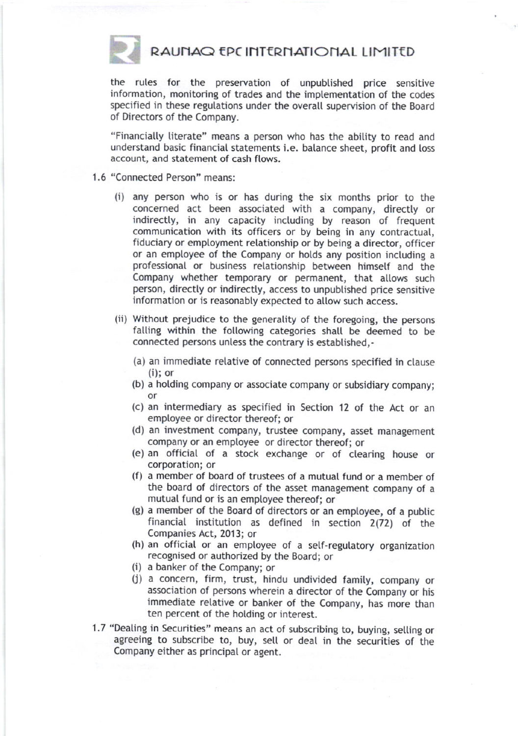the rules for the preservation of unpublished price sensitive information, monitoring of trades and the implementation of the codes specified in these regulations under the overall supervision of the Board of Directors of the Company.

"Financially literate" means a person who has the ability to read and understand basic financial statements i.e. balance sheet, profit and loss account, and statement of cash flows.

1.6 "Connected Person" means:

(i) any person who is or has during the six months prior to the concerned act been associated with a company, directly or indirectly, in any capacity including by reason of frequent communication with its officers or by being in any contractual, fiduciary or employment relationship or by being a director, officer or an employee of the Company or holds any position including a professional or business relationship between himself and the Company whether temporary or permanent, that allows such person, directly or indirectly, access to unpublished price sensitive information or is reasonably expected to allow such access.

(ii) Without prejudice to the generality of the foregoing, the persons falling within the following categories shall be deemed to be connected persons unless the contrary is established,-

(a) an immediate relative of connected persons specified in clause (i); or
(b) a holding company or associate company or subsidiary company; or
(c) an intermediary as specified in Section 12 of the Act or an employee or director thereof; or
(d) an investment company, trustee company, asset management company or an employee or director thereof; or
(e) an official of a stock exchange or of clearing house or corporation; or
(f) a member of board of trustees of a mutual fund or a member of the board of directors of the asset management company of a mutual fund or is an employee thereof; or
(g) a member of the Board of directors or an employee, of a public financial institution as defined in section 2(72) of the Companies Act, 2013; or
(h) an official or an employee of a self-regulatory organization recognised or authorized by the Board; or
(i) a banker of the Company; or
(j) a concern, firm, trust, hindu undivided family, company or association of persons wherein a director of the Company or his immediate relative or banker of the Company, has more than ten percent of the holding or interest.

1.7 "Dealing in Securities" means an act of subscribing to, buying, selling or agreeing to subscribe to, buy, sell or deal in the securities of the Company either as principal or agent.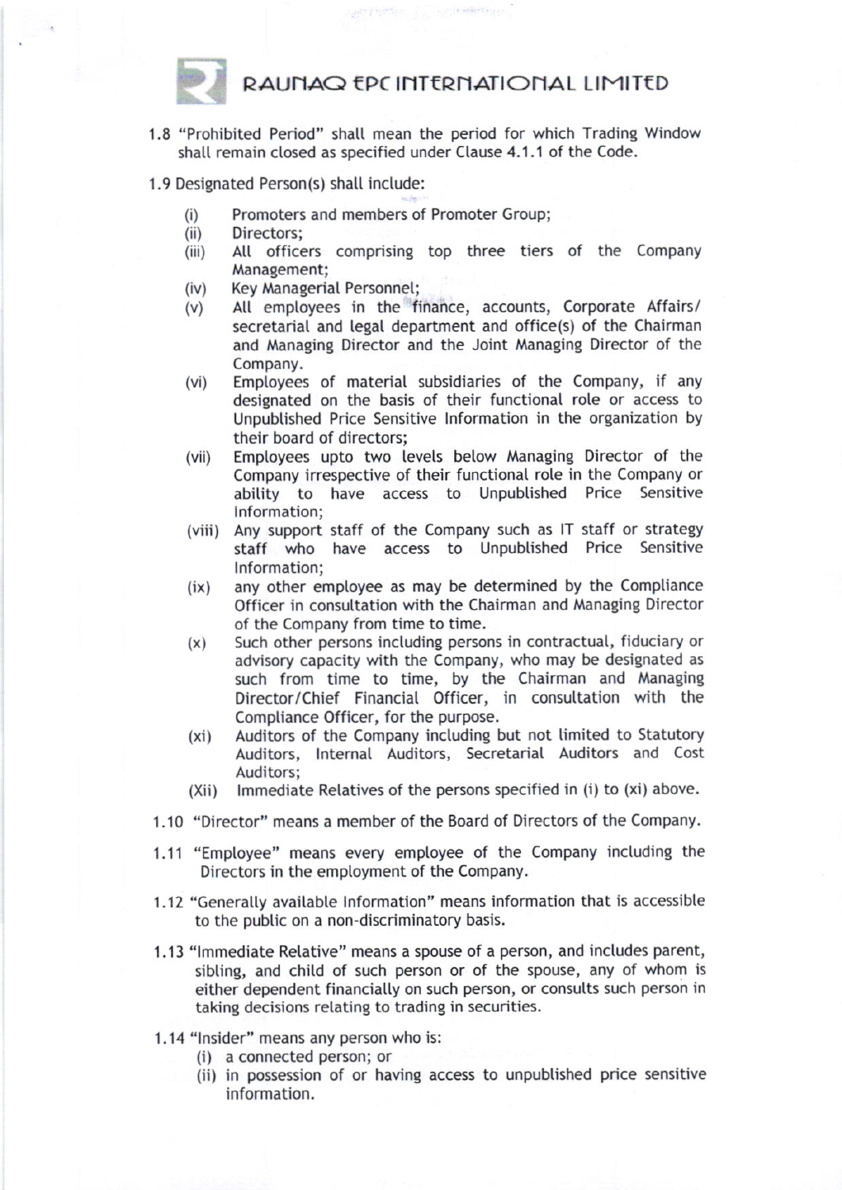1.8 "Prohibited Period" shall mean the period for which Trading Window shall remain closed as specified under Clause 4.1.1 of the Code.

1.9 Designated Person(s) shall include:

- (i) Promoters and members of Promoter Group;
- (ii) Directors;
- (iii) All officers comprising top three tiers of the Company Management;
- (iv) Key Managerial Personnel;
- (v) All employees in the finance, accounts, Corporate Affairs/ secretarial and legal department and office(s) of the Chairman and Managing Director and the Joint Managing Director of the Company.
- (vi) Employees of material subsidiaries of the Company, if any designated on the basis of their functional role or access to Unpublished Price Sensitive Information in the organization by their board of directors;
- (vii) Employees upto two levels below Managing Director of the Company irrespective of their functional role in the Company or ability to have access to Unpublished Price Sensitive Information;
- (viii) Any support staff of the Company such as IT staff or strategy staff who have access to Unpublished Price Sensitive Information;
- (ix) any other employee as may be determined by the Compliance Officer in consultation with the Chairman and Managing Director of the Company from time to time.
- (x) Such other persons including persons in contractual, fiduciary or advisory capacity with the Company, who may be designated as such from time to time, by the Chairman and Managing Director/Chief Financial Officer, in consultation with the Compliance Officer, for the purpose.
- (xi) Auditors of the Company including but not limited to Statutory Auditors, Internal Auditors, Secretarial Auditors and Cost Auditors;
- (Xii) Immediate Relatives of the persons specified in (i) to (xi) above.

1.10 "Director" means a member of the Board of Directors of the Company.

1.11 "Employee" means every employee of the Company including the Directors in the employment of the Company.

1.12 "Generally available Information" means information that is accessible to the public on a non-discriminatory basis.

1.13 "Immediate Relative" means a spouse of a person, and includes parent, sibling, and child of such person or of the spouse, any of whom is either dependent financially on such person, or consults such person in taking decisions relating to trading in securities.

1.14 "Insider" means any person who is:

- (i) a connected person; or
- (ii) in possession of or having access to unpublished price sensitive information.